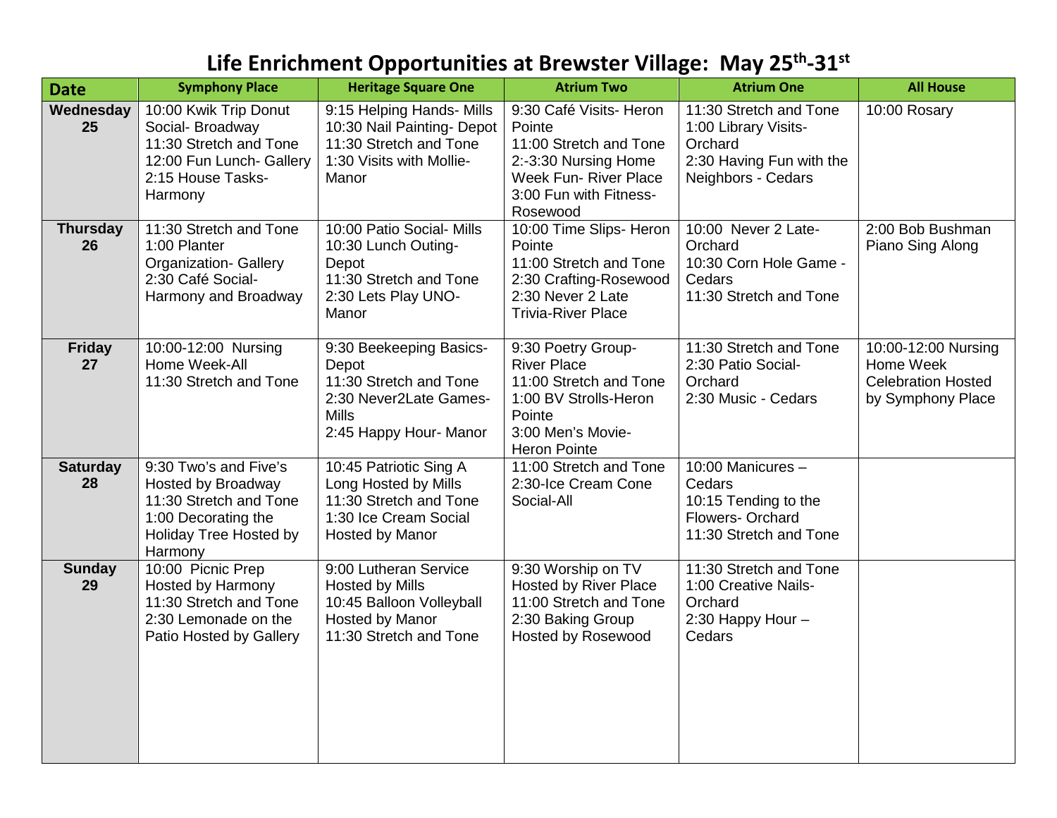# Life Enrichment Opportunities at Brewster Village: May 25th-31st

| Date | Symphony Place | Heritage Square One | Atrium Two | Atrium One | All House |
|---|---|---|---|---|---|
| **Wednesday 25** | 10:00 Kwik Trip Donut Social- Broadway<br>11:30 Stretch and Tone<br>12:00 Fun Lunch- Gallery<br>2:15 House Tasks- Harmony | 9:15 Helping Hands- Mills<br>10:30 Nail Painting- Depot<br>11:30 Stretch and Tone<br>1:30 Visits with Mollie- Manor | 9:30 Café Visits- Heron Pointe<br>11:00 Stretch and Tone<br>2:-3:30 Nursing Home Week Fun- River Place<br>3:00 Fun with Fitness- Rosewood | 11:30 Stretch and Tone<br>1:00 Library Visits- Orchard<br>2:30 Having Fun with the Neighbors - Cedars | 10:00 Rosary |
| **Thursday 26** | 11:30 Stretch and Tone<br>1:00 Planter Organization- Gallery<br>2:30 Café Social- Harmony and Broadway | 10:00 Patio Social- Mills<br>10:30 Lunch Outing- Depot<br>11:30 Stretch and Tone<br>2:30 Lets Play UNO- Manor | 10:00 Time Slips- Heron Pointe<br>11:00 Stretch and Tone<br>2:30 Crafting-Rosewood<br>2:30 Never 2 Late Trivia-River Place | 10:00 Never 2 Late- Orchard<br>10:30 Corn Hole Game - Cedars<br>11:30 Stretch and Tone | 2:00 Bob Bushman Piano Sing Along |
| **Friday 27** | 10:00-12:00 Nursing Home Week-All<br>11:30 Stretch and Tone | 9:30 Beekeeping Basics- Depot<br>11:30 Stretch and Tone<br>2:30 Never2Late Games- Mills<br>2:45 Happy Hour- Manor | 9:30 Poetry Group- River Place<br>11:00 Stretch and Tone<br>1:00 BV Strolls-Heron Pointe<br>3:00 Men's Movie- Heron Pointe | 11:30 Stretch and Tone<br>2:30 Patio Social- Orchard<br>2:30 Music - Cedars | 10:00-12:00 Nursing Home Week Celebration Hosted by Symphony Place |
| **Saturday 28** | 9:30 Two's and Five's Hosted by Broadway<br>11:30 Stretch and Tone<br>1:00 Decorating the Holiday Tree Hosted by Harmony | 10:45 Patriotic Sing A Long Hosted by Mills<br>11:30 Stretch and Tone<br>1:30 Ice Cream Social Hosted by Manor | 11:00 Stretch and Tone<br>2:30-Ice Cream Cone Social-All | 10:00 Manicures – Cedars<br>10:15 Tending to the Flowers- Orchard<br>11:30 Stretch and Tone | |
| **Sunday 29** | 10:00 Picnic Prep Hosted by Harmony<br>11:30 Stretch and Tone<br>2:30 Lemonade on the Patio Hosted by Gallery | 9:00 Lutheran Service Hosted by Mills<br>10:45 Balloon Volleyball Hosted by Manor<br>11:30 Stretch and Tone | 9:30 Worship on TV Hosted by River Place<br>11:00 Stretch and Tone<br>2:30 Baking Group Hosted by Rosewood | 11:30 Stretch and Tone<br>1:00 Creative Nails- Orchard<br>2:30 Happy Hour – Cedars | |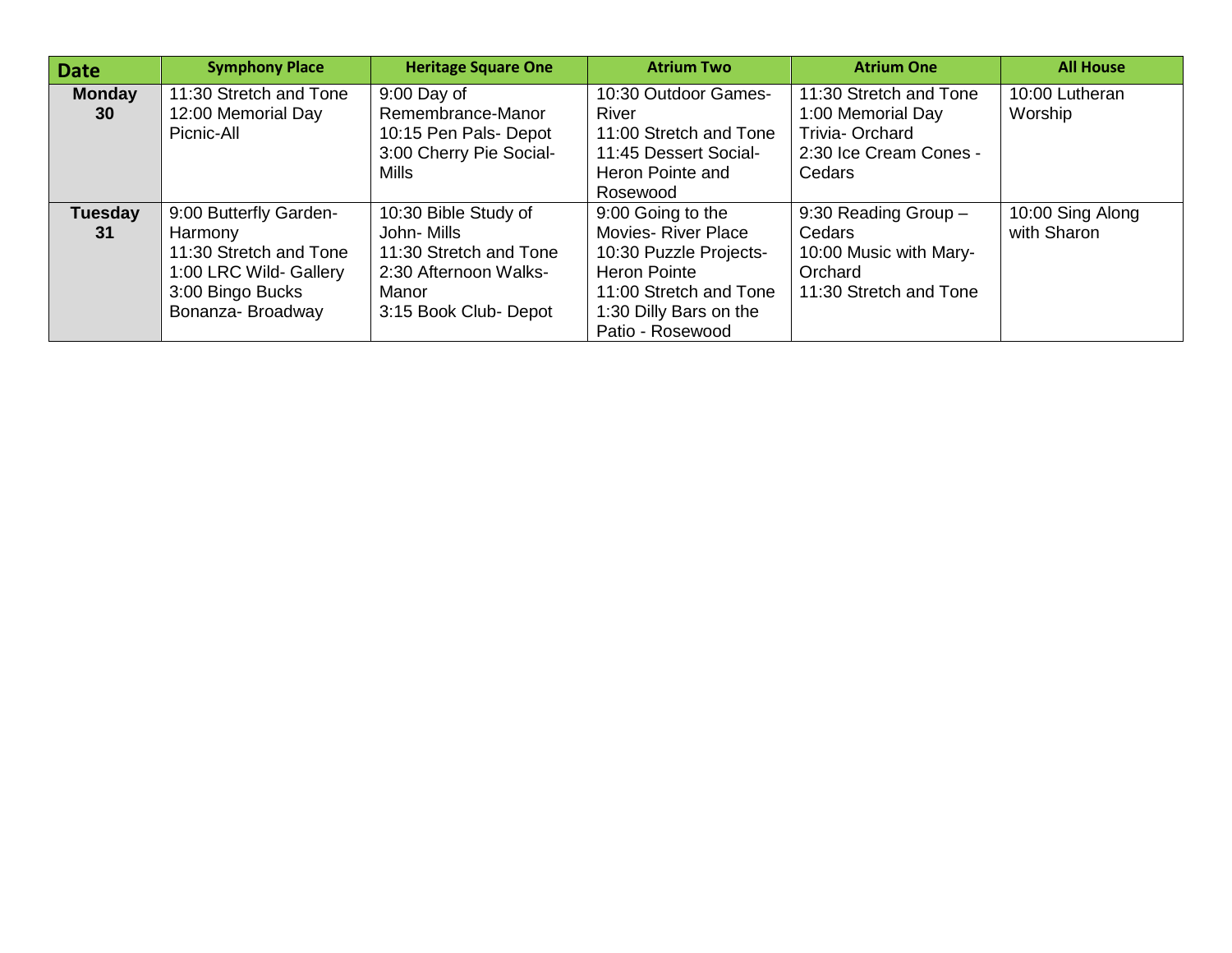| Date | Symphony Place | Heritage Square One | Atrium Two | Atrium One | All House |
|---|---|---|---|---|---|
| **Monday 30** | 11:30 Stretch and Tone<br>12:00 Memorial Day Picnic-All | 9:00 Day of Remembrance-Manor<br>10:15 Pen Pals- Depot<br>3:00 Cherry Pie Social-Mills | 10:30 Outdoor Games-River<br>11:00 Stretch and Tone<br>11:45 Dessert Social-Heron Pointe and Rosewood | 11:30 Stretch and Tone<br>1:00 Memorial Day Trivia- Orchard<br>2:30 Ice Cream Cones - Cedars | 10:00 Lutheran Worship |
| **Tuesday 31** | 9:00 Butterfly Garden-Harmony<br>11:30 Stretch and Tone<br>1:00 LRC Wild- Gallery<br>3:00 Bingo Bucks Bonanza- Broadway | 10:30 Bible Study of John- Mills<br>11:30 Stretch and Tone<br>2:30 Afternoon Walks-Manor<br>3:15 Book Club- Depot | 9:00 Going to the Movies- River Place<br>10:30 Puzzle Projects-Heron Pointe<br>11:00 Stretch and Tone<br>1:30 Dilly Bars on the Patio - Rosewood | 9:30 Reading Group – Cedars<br>10:00 Music with Mary-Orchard<br>11:30 Stretch and Tone | 10:00 Sing Along with Sharon |